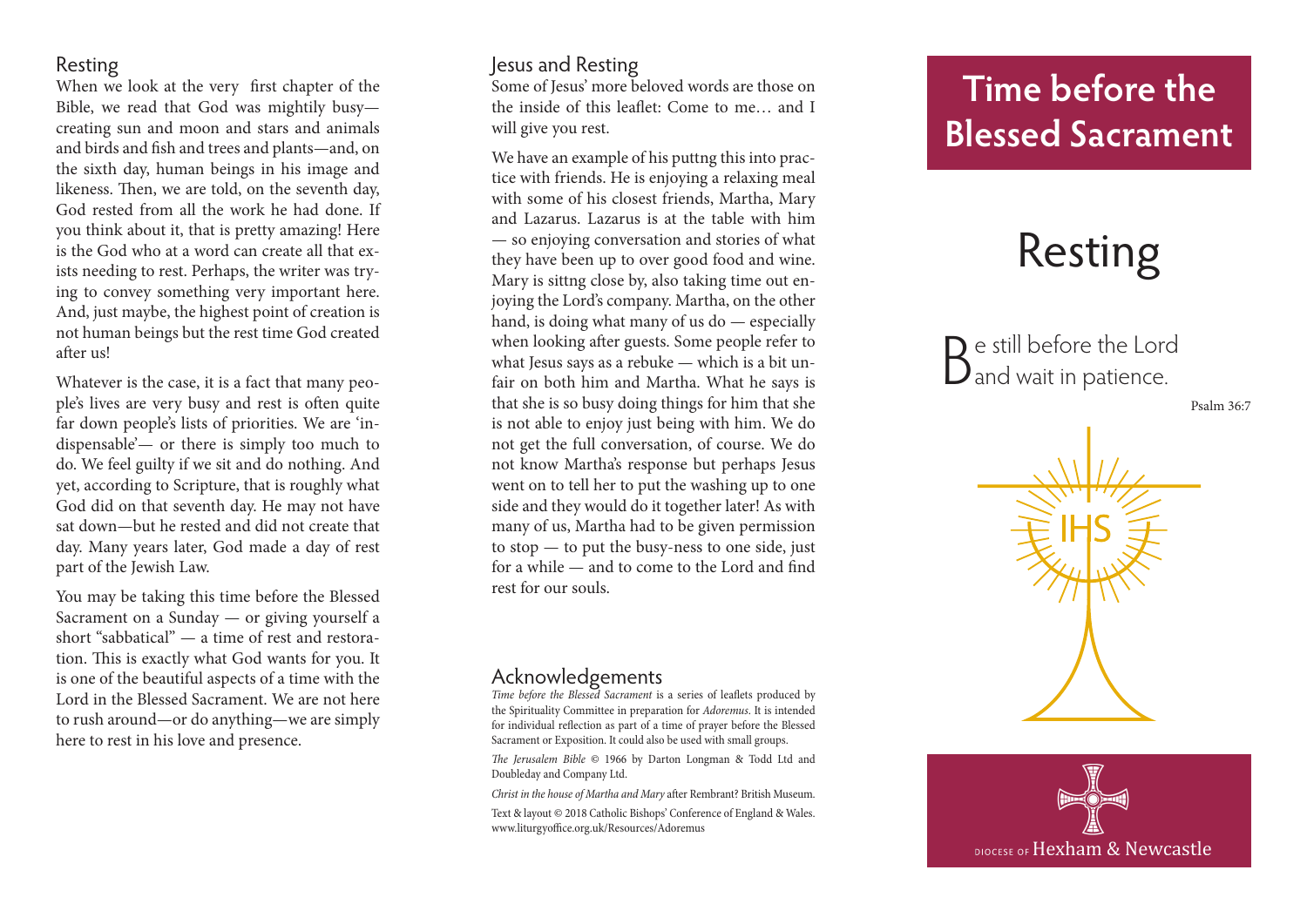## Resting

When we look at the very first chapter of the Bible, we read that God was mightily busy—creating sun and moon and stars and animals and birds and fish and trees and plants—and, on the sixth day, human beings in his image and likeness. Then, we are told, on the seventh day, God rested from all the work he had done. If you think about it, that is pretty amazing! Here is the God who at a word can create all that exists needing to rest. Perhaps, the writer was trying to convey something very important here. And, just maybe, the highest point of creation is not human beings but the rest time God created after us!

Whatever is the case, it is a fact that many people's lives are very busy and rest is often quite far down people's lists of priorities. We are 'indispensable'— or there is simply too much to do. We feel guilty if we sit and do nothing. And yet, according to Scripture, that is roughly what God did on that seventh day. He may not have sat down—but he rested and did not create that day. Many years later, God made a day of rest part of the Jewish Law.

You may be taking this time before the Blessed Sacrament on a Sunday — or giving yourself a short "sabbatical" — a time of rest and restoration. This is exactly what God wants for you. It is one of the beautiful aspects of a time with the Lord in the Blessed Sacrament. We are not here to rush around—or do anything—we are simply here to rest in his love and presence.

## Jesus and Resting

Some of Jesus' more beloved words are those on the inside of this leaflet: Come to me… and I will give you rest.

We have an example of his puttng this into practice with friends. He is enjoying a relaxing meal with some of his closest friends, Martha, Mary and Lazarus. Lazarus is at the table with him — so enjoying conversation and stories of what they have been up to over good food and wine. Mary is sittng close by, also taking time out enjoying the Lord's company. Martha, on the other hand, is doing what many of us do — especially when looking after guests. Some people refer to what Jesus says as a rebuke — which is a bit unfair on both him and Martha. What he says is that she is so busy doing things for him that she is not able to enjoy just being with him. We do not get the full conversation, of course. We do not know Martha's response but perhaps Jesus went on to tell her to put the washing up to one side and they would do it together later! As with many of us, Martha had to be given permission to stop — to put the busy-ness to one side, just for a while — and to come to the Lord and find rest for our souls.

## Acknowledgements

*Time before the Blessed Sacrament* is a series of leaflets produced by the Spirituality Committee in preparation for *Adoremus*. It is intended for individual reflection as part of a time of prayer before the Blessed Sacrament or Exposition. It could also be used with small groups.

*The Jerusalem Bible* © 1966 by Darton Longman & Todd Ltd and Doubleday and Company Ltd.

*Christ in the house of Martha and Mary* after Rembrant? British Museum.

Text & layout © 2018 Catholic Bishops' Conference of England & Wales. www.liturgyoffice.org.uk/Resources/Adoremus

# Time before the Blessed Sacrament

# Resting

Be still before the Lord
and wait in patience.

Psalm 36:7

DIOCESE OF Hexham & Newcastle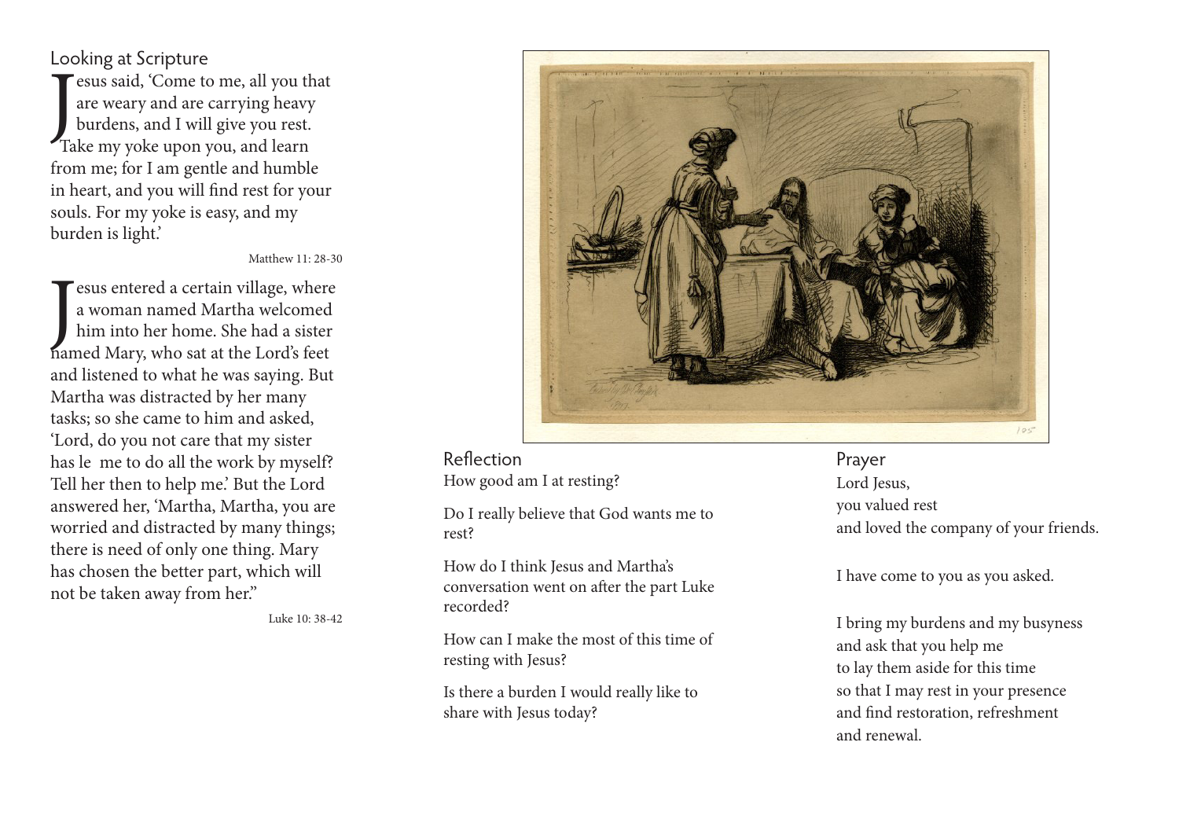## Looking at Scripture

Jesus said, 'Come to me, all you that are weary and are carrying heavy burdens, and I will give you rest. Take my yoke upon you, and learn from me; for I am gentle and humble in heart, and you will find rest for your souls. For my yoke is easy, and my burden is light.'

Matthew 11: 28-30

Jesus entered a certain village, where a woman named Martha welcomed him into her home. She had a sister named Mary, who sat at the Lord's feet and listened to what he was saying. But Martha was distracted by her many tasks; so she came to him and asked, 'Lord, do you not care that my sister has le  me to do all the work by myself? Tell her then to help me.' But the Lord answered her, 'Martha, Martha, you are worried and distracted by many things; there is need of only one thing. Mary has chosen the better part, which will not be taken away from her."

Luke 10: 38-42

## Reflection

How good am I at resting?

Do I really believe that God wants me to rest?

How do I think Jesus and Martha's conversation went on after the part Luke recorded?

How can I make the most of this time of resting with Jesus?

Is there a burden I would really like to share with Jesus today?

## Prayer

Lord Jesus,
you valued rest
and loved the company of your friends.

I have come to you as you asked.

I bring my burdens and my busyness
and ask that you help me
to lay them aside for this time
so that I may rest in your presence
and find restoration, refreshment
and renewal.